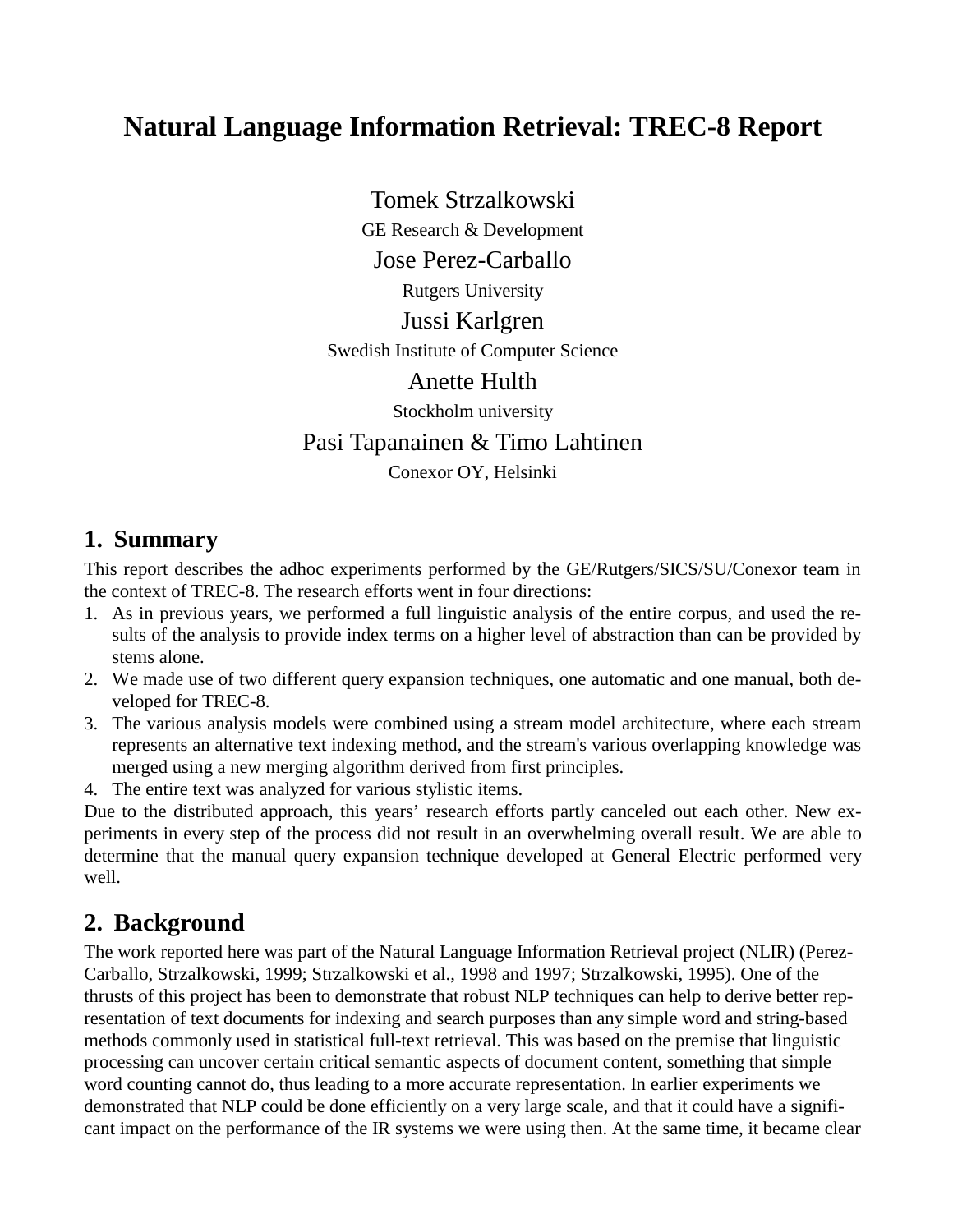# Natural Language Information Retrieval: TREC-8 Report

Tomek Strzalkowski
GE Research & Development

Jose Perez-Carballo
Rutgers University

Jussi Karlgren
Swedish Institute of Computer Science

Anette Hulth
Stockholm university

Pasi Tapanainen & Timo Lahtinen
Conexor OY, Helsinki

## 1. Summary

This report describes the adhoc experiments performed by the GE/Rutgers/SICS/SU/Conexor team in the context of TREC-8. The research efforts went in four directions:

1. As in previous years, we performed a full linguistic analysis of the entire corpus, and used the results of the analysis to provide index terms on a higher level of abstraction than can be provided by stems alone.
2. We made use of two different query expansion techniques, one automatic and one manual, both developed for TREC-8.
3. The various analysis models were combined using a stream model architecture, where each stream represents an alternative text indexing method, and the stream's various overlapping knowledge was merged using a new merging algorithm derived from first principles.
4. The entire text was analyzed for various stylistic items.

Due to the distributed approach, this years' research efforts partly canceled out each other. New experiments in every step of the process did not result in an overwhelming overall result. We are able to determine that the manual query expansion technique developed at General Electric performed very well.

## 2. Background

The work reported here was part of the Natural Language Information Retrieval project (NLIR) (Perez-Carballo, Strzalkowski, 1999; Strzalkowski et al., 1998 and 1997; Strzalkowski, 1995). One of the thrusts of this project has been to demonstrate that robust NLP techniques can help to derive better representation of text documents for indexing and search purposes than any simple word and string-based methods commonly used in statistical full-text retrieval. This was based on the premise that linguistic processing can uncover certain critical semantic aspects of document content, something that simple word counting cannot do, thus leading to a more accurate representation. In earlier experiments we demonstrated that NLP could be done efficiently on a very large scale, and that it could have a significant impact on the performance of the IR systems we were using then. At the same time, it became clear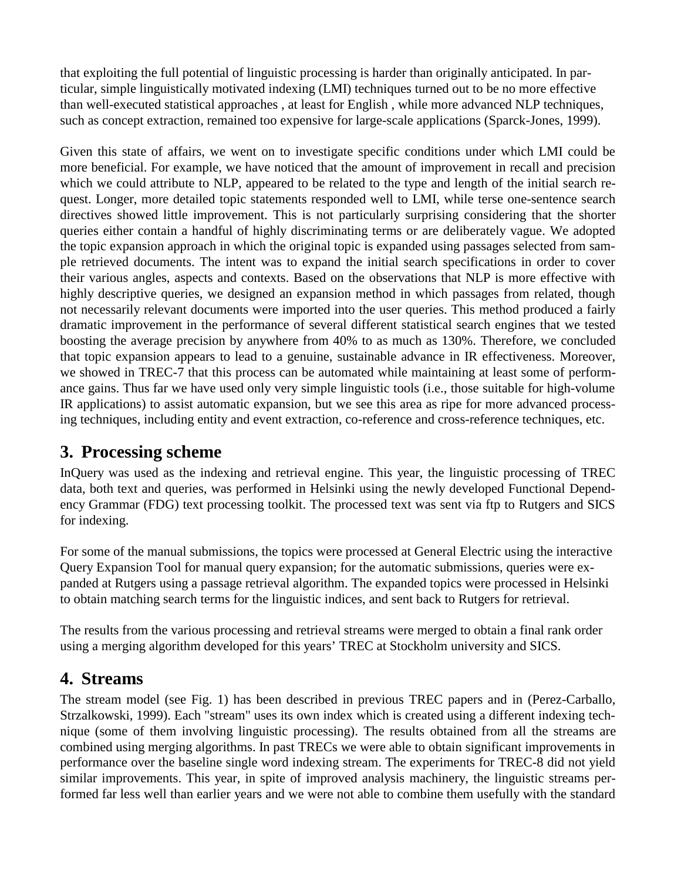that exploiting the full potential of linguistic processing is harder than originally anticipated. In particular, simple linguistically motivated indexing (LMI) techniques turned out to be no more effective than well-executed statistical approaches , at least for English , while more advanced NLP techniques, such as concept extraction, remained too expensive for large-scale applications (Sparck-Jones, 1999).

Given this state of affairs, we went on to investigate specific conditions under which LMI could be more beneficial. For example, we have noticed that the amount of improvement in recall and precision which we could attribute to NLP, appeared to be related to the type and length of the initial search request. Longer, more detailed topic statements responded well to LMI, while terse one-sentence search directives showed little improvement. This is not particularly surprising considering that the shorter queries either contain a handful of highly discriminating terms or are deliberately vague. We adopted the topic expansion approach in which the original topic is expanded using passages selected from sample retrieved documents. The intent was to expand the initial search specifications in order to cover their various angles, aspects and contexts. Based on the observations that NLP is more effective with highly descriptive queries, we designed an expansion method in which passages from related, though not necessarily relevant documents were imported into the user queries. This method produced a fairly dramatic improvement in the performance of several different statistical search engines that we tested boosting the average precision by anywhere from 40% to as much as 130%. Therefore, we concluded that topic expansion appears to lead to a genuine, sustainable advance in IR effectiveness. Moreover, we showed in TREC-7 that this process can be automated while maintaining at least some of performance gains. Thus far we have used only very simple linguistic tools (i.e., those suitable for high-volume IR applications) to assist automatic expansion, but we see this area as ripe for more advanced processing techniques, including entity and event extraction, co-reference and cross-reference techniques, etc.

## 3. Processing scheme

InQuery was used as the indexing and retrieval engine. This year, the linguistic processing of TREC data, both text and queries, was performed in Helsinki using the newly developed Functional Dependency Grammar (FDG) text processing toolkit. The processed text was sent via ftp to Rutgers and SICS for indexing.

For some of the manual submissions, the topics were processed at General Electric using the interactive Query Expansion Tool for manual query expansion; for the automatic submissions, queries were expanded at Rutgers using a passage retrieval algorithm. The expanded topics were processed in Helsinki to obtain matching search terms for the linguistic indices, and sent back to Rutgers for retrieval.

The results from the various processing and retrieval streams were merged to obtain a final rank order using a merging algorithm developed for this years' TREC at Stockholm university and SICS.

## 4. Streams

The stream model (see Fig. 1) has been described in previous TREC papers and in (Perez-Carballo, Strzalkowski, 1999). Each "stream" uses its own index which is created using a different indexing technique (some of them involving linguistic processing). The results obtained from all the streams are combined using merging algorithms. In past TRECs we were able to obtain significant improvements in performance over the baseline single word indexing stream. The experiments for TREC-8 did not yield similar improvements. This year, in spite of improved analysis machinery, the linguistic streams performed far less well than earlier years and we were not able to combine them usefully with the standard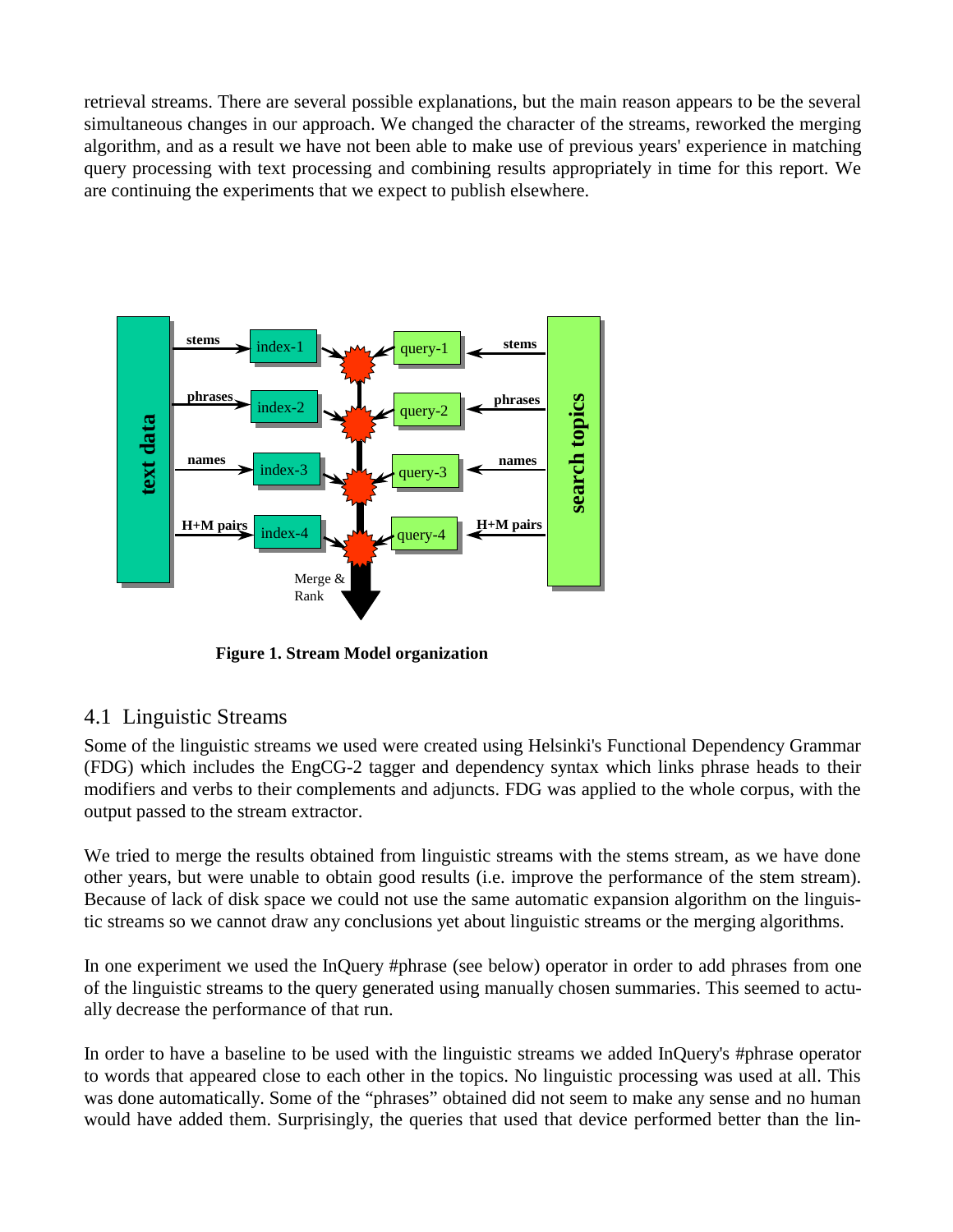retrieval streams. There are several possible explanations, but the main reason appears to be the several simultaneous changes in our approach. We changed the character of the streams, reworked the merging algorithm, and as a result we have not been able to make use of previous years' experience in matching query processing with text processing and combining results appropriately in time for this report. We are continuing the experiments that we expect to publish elsewhere.

**Figure 1. Stream Model organization**

## 4.1 Linguistic Streams

Some of the linguistic streams we used were created using Helsinki's Functional Dependency Grammar (FDG) which includes the EngCG-2 tagger and dependency syntax which links phrase heads to their modifiers and verbs to their complements and adjuncts. FDG was applied to the whole corpus, with the output passed to the stream extractor.

We tried to merge the results obtained from linguistic streams with the stems stream, as we have done other years, but were unable to obtain good results (i.e. improve the performance of the stem stream). Because of lack of disk space we could not use the same automatic expansion algorithm on the linguistic streams so we cannot draw any conclusions yet about linguistic streams or the merging algorithms.

In one experiment we used the InQuery #phrase (see below) operator in order to add phrases from one of the linguistic streams to the query generated using manually chosen summaries. This seemed to actually decrease the performance of that run.

In order to have a baseline to be used with the linguistic streams we added InQuery's #phrase operator to words that appeared close to each other in the topics. No linguistic processing was used at all. This was done automatically. Some of the "phrases" obtained did not seem to make any sense and no human would have added them. Surprisingly, the queries that used that device performed better than the lin-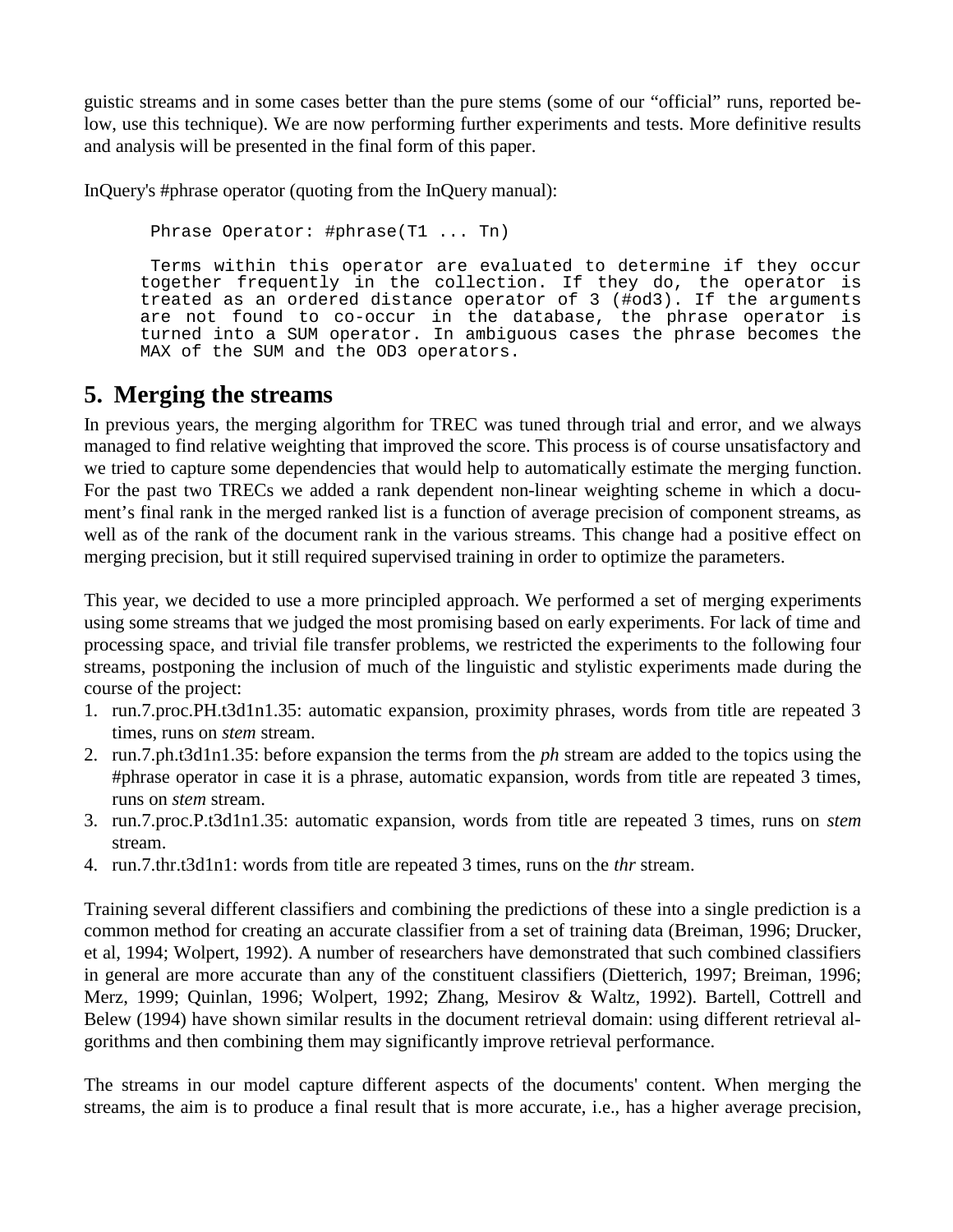guistic streams and in some cases better than the pure stems (some of our "official" runs, reported below, use this technique). We are now performing further experiments and tests. More definitive results and analysis will be presented in the final form of this paper.

InQuery's #phrase operator (quoting from the InQuery manual):

```
 Phrase Operator: #phrase(T1 ... Tn)

 Terms within this operator are evaluated to determine if they occur
together frequently in the collection. If they do, the operator is
treated as an ordered distance operator of 3 (#od3). If the arguments
are not found to co-occur in the database, the phrase operator is
turned into a SUM operator. In ambiguous cases the phrase becomes the
MAX of the SUM and the OD3 operators.
```

## 5. Merging the streams

In previous years, the merging algorithm for TREC was tuned through trial and error, and we always managed to find relative weighting that improved the score. This process is of course unsatisfactory and we tried to capture some dependencies that would help to automatically estimate the merging function. For the past two TRECs we added a rank dependent non-linear weighting scheme in which a document's final rank in the merged ranked list is a function of average precision of component streams, as well as of the rank of the document rank in the various streams. This change had a positive effect on merging precision, but it still required supervised training in order to optimize the parameters.

This year, we decided to use a more principled approach. We performed a set of merging experiments using some streams that we judged the most promising based on early experiments. For lack of time and processing space, and trivial file transfer problems, we restricted the experiments to the following four streams, postponing the inclusion of much of the linguistic and stylistic experiments made during the course of the project:

1. run.7.proc.PH.t3d1n1.35: automatic expansion, proximity phrases, words from title are repeated 3 times, runs on *stem* stream.
2. run.7.ph.t3d1n1.35: before expansion the terms from the *ph* stream are added to the topics using the #phrase operator in case it is a phrase, automatic expansion, words from title are repeated 3 times, runs on *stem* stream.
3. run.7.proc.P.t3d1n1.35: automatic expansion, words from title are repeated 3 times, runs on *stem* stream.
4. run.7.thr.t3d1n1: words from title are repeated 3 times, runs on the *thr* stream.

Training several different classifiers and combining the predictions of these into a single prediction is a common method for creating an accurate classifier from a set of training data (Breiman, 1996; Drucker, et al, 1994; Wolpert, 1992). A number of researchers have demonstrated that such combined classifiers in general are more accurate than any of the constituent classifiers (Dietterich, 1997; Breiman, 1996; Merz, 1999; Quinlan, 1996; Wolpert, 1992; Zhang, Mesirov & Waltz, 1992). Bartell, Cottrell and Belew (1994) have shown similar results in the document retrieval domain: using different retrieval algorithms and then combining them may significantly improve retrieval performance.

The streams in our model capture different aspects of the documents' content. When merging the streams, the aim is to produce a final result that is more accurate, i.e., has a higher average precision,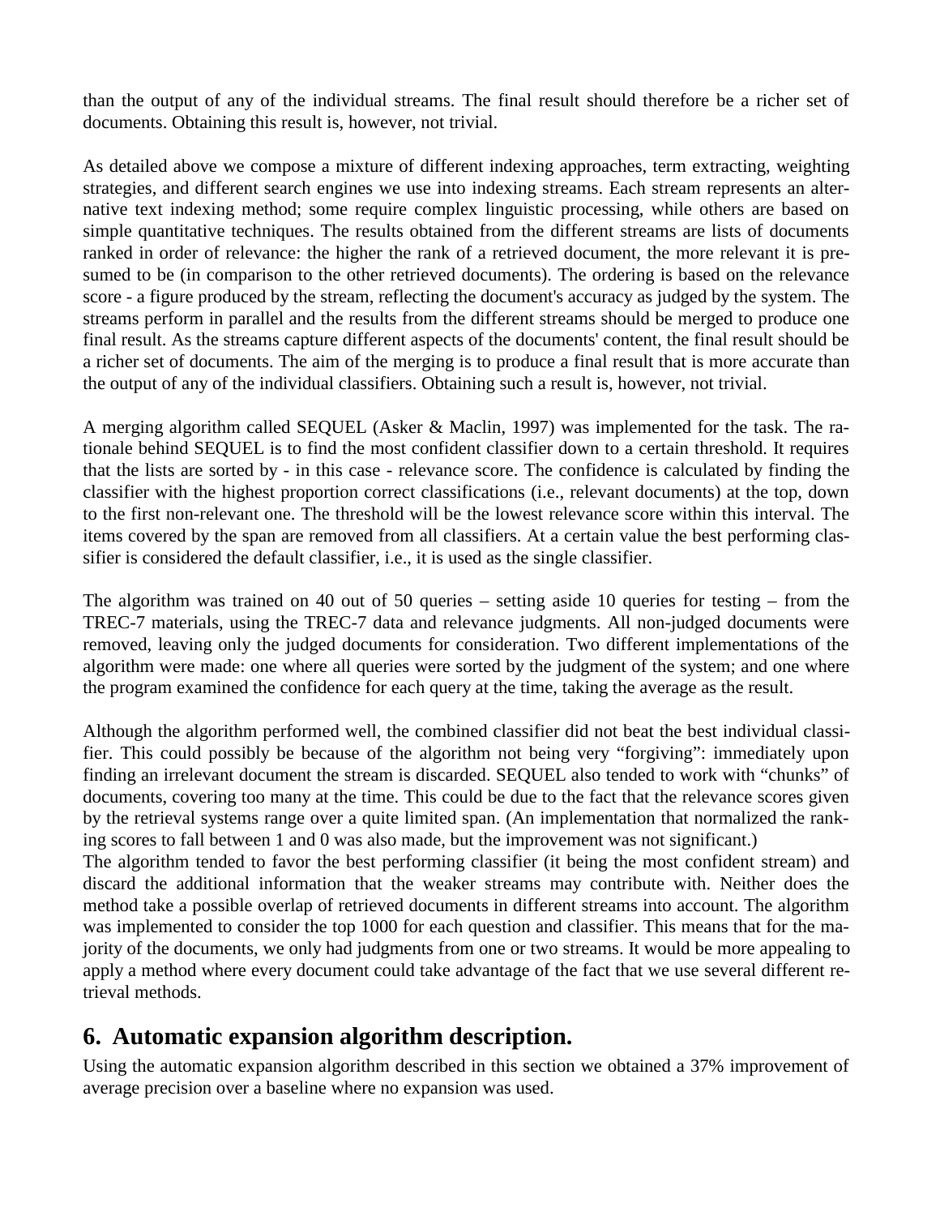than the output of any of the individual streams. The final result should therefore be a richer set of documents. Obtaining this result is, however, not trivial.

As detailed above we compose a mixture of different indexing approaches, term extracting, weighting strategies, and different search engines we use into indexing streams. Each stream represents an alternative text indexing method; some require complex linguistic processing, while others are based on simple quantitative techniques. The results obtained from the different streams are lists of documents ranked in order of relevance: the higher the rank of a retrieved document, the more relevant it is presumed to be (in comparison to the other retrieved documents). The ordering is based on the relevance score - a figure produced by the stream, reflecting the document's accuracy as judged by the system. The streams perform in parallel and the results from the different streams should be merged to produce one final result. As the streams capture different aspects of the documents' content, the final result should be a richer set of documents. The aim of the merging is to produce a final result that is more accurate than the output of any of the individual classifiers. Obtaining such a result is, however, not trivial.

A merging algorithm called SEQUEL (Asker & Maclin, 1997) was implemented for the task. The rationale behind SEQUEL is to find the most confident classifier down to a certain threshold. It requires that the lists are sorted by - in this case - relevance score. The confidence is calculated by finding the classifier with the highest proportion correct classifications (i.e., relevant documents) at the top, down to the first non-relevant one. The threshold will be the lowest relevance score within this interval. The items covered by the span are removed from all classifiers. At a certain value the best performing classifier is considered the default classifier, i.e., it is used as the single classifier.

The algorithm was trained on 40 out of 50 queries – setting aside 10 queries for testing – from the TREC-7 materials, using the TREC-7 data and relevance judgments. All non-judged documents were removed, leaving only the judged documents for consideration. Two different implementations of the algorithm were made: one where all queries were sorted by the judgment of the system; and one where the program examined the confidence for each query at the time, taking the average as the result.

Although the algorithm performed well, the combined classifier did not beat the best individual classifier. This could possibly be because of the algorithm not being very "forgiving": immediately upon finding an irrelevant document the stream is discarded. SEQUEL also tended to work with "chunks" of documents, covering too many at the time. This could be due to the fact that the relevance scores given by the retrieval systems range over a quite limited span. (An implementation that normalized the ranking scores to fall between 1 and 0 was also made, but the improvement was not significant.)
The algorithm tended to favor the best performing classifier (it being the most confident stream) and discard the additional information that the weaker streams may contribute with. Neither does the method take a possible overlap of retrieved documents in different streams into account. The algorithm was implemented to consider the top 1000 for each question and classifier. This means that for the majority of the documents, we only had judgments from one or two streams. It would be more appealing to apply a method where every document could take advantage of the fact that we use several different retrieval methods.

## 6. Automatic expansion algorithm description.

Using the automatic expansion algorithm described in this section we obtained a 37% improvement of average precision over a baseline where no expansion was used.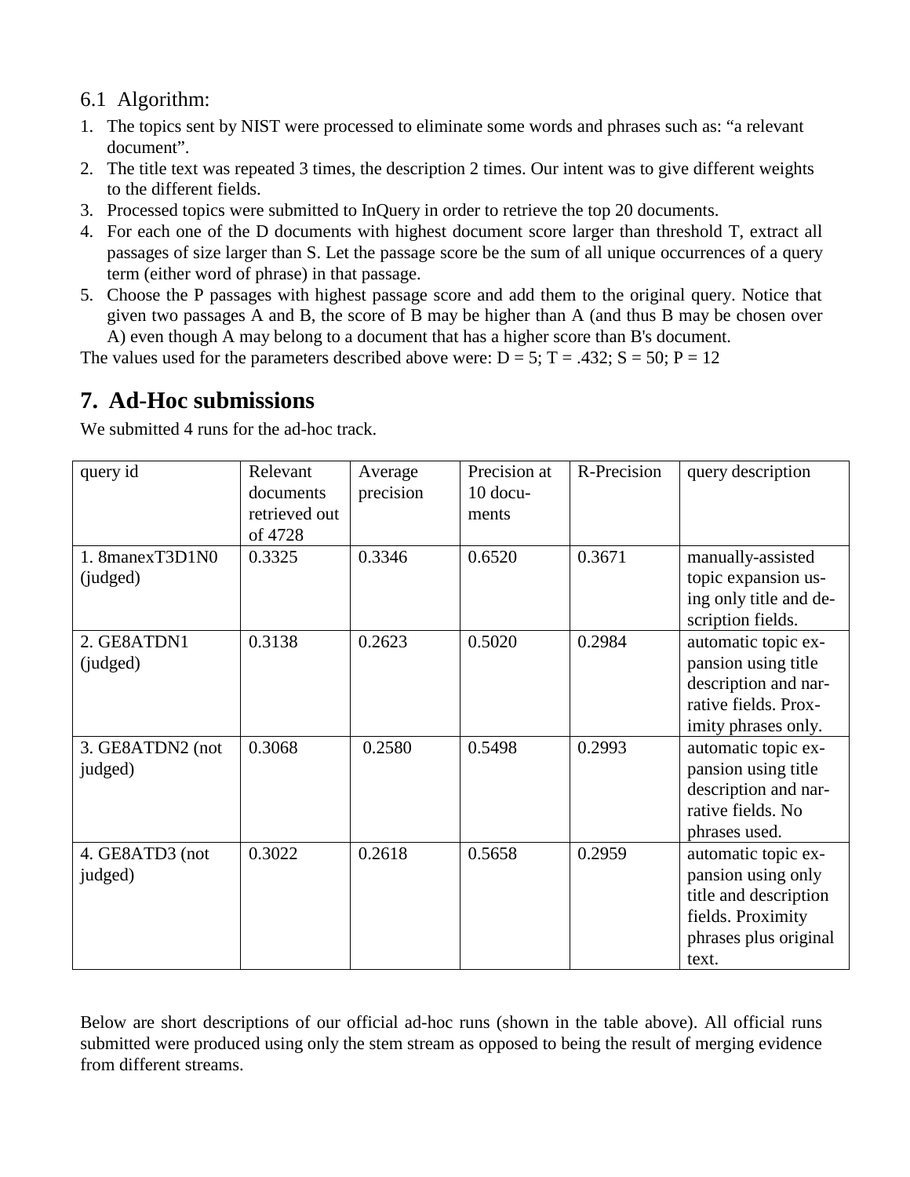### 6.1 Algorithm:

1. The topics sent by NIST were processed to eliminate some words and phrases such as: "a relevant document".
2. The title text was repeated 3 times, the description 2 times. Our intent was to give different weights to the different fields.
3. Processed topics were submitted to InQuery in order to retrieve the top 20 documents.
4. For each one of the D documents with highest document score larger than threshold T, extract all passages of size larger than S. Let the passage score be the sum of all unique occurrences of a query term (either word of phrase) in that passage.
5. Choose the P passages with highest passage score and add them to the original query. Notice that given two passages A and B, the score of B may be higher than A (and thus B may be chosen over A) even though A may belong to a document that has a higher score than B's document.

The values used for the parameters described above were: D = 5; T = .432; S = 50; P = 12

## 7. Ad-Hoc submissions

We submitted 4 runs for the ad-hoc track.

| query id | Relevant documents retrieved out of 4728 | Average precision | Precision at 10 documents | R-Precision | query description |
|---|---|---|---|---|---|
| 1. 8manexT3D1N0 (judged) | 0.3325 | 0.3346 | 0.6520 | 0.3671 | manually-assisted topic expansion using only title and description fields. |
| 2. GE8ATDN1 (judged) | 0.3138 | 0.2623 | 0.5020 | 0.2984 | automatic topic expansion using title description and narrative fields. Proximity phrases only. |
| 3. GE8ATDN2 (not judged) | 0.3068 | 0.2580 | 0.5498 | 0.2993 | automatic topic expansion using title description and narrative fields. No phrases used. |
| 4. GE8ATD3 (not judged) | 0.3022 | 0.2618 | 0.5658 | 0.2959 | automatic topic expansion using only title and description fields. Proximity phrases plus original text. |

Below are short descriptions of our official ad-hoc runs (shown in the table above). All official runs submitted were produced using only the stem stream as opposed to being the result of merging evidence from different streams.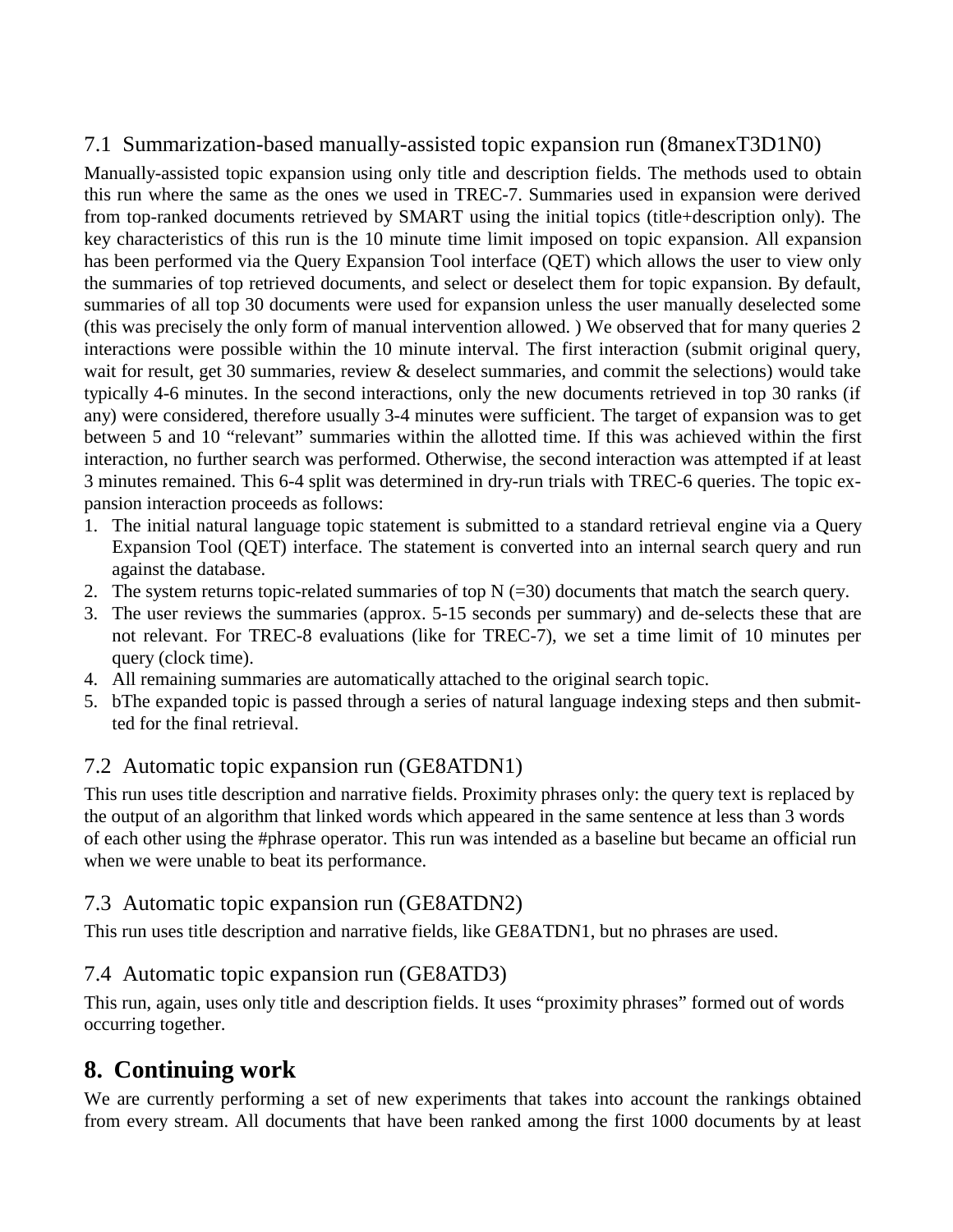### 7.1 Summarization-based manually-assisted topic expansion run (8manexT3D1N0)

Manually-assisted topic expansion using only title and description fields. The methods used to obtain this run where the same as the ones we used in TREC-7. Summaries used in expansion were derived from top-ranked documents retrieved by SMART using the initial topics (title+description only). The key characteristics of this run is the 10 minute time limit imposed on topic expansion. All expansion has been performed via the Query Expansion Tool interface (QET) which allows the user to view only the summaries of top retrieved documents, and select or deselect them for topic expansion. By default, summaries of all top 30 documents were used for expansion unless the user manually deselected some (this was precisely the only form of manual intervention allowed. ) We observed that for many queries 2 interactions were possible within the 10 minute interval. The first interaction (submit original query, wait for result, get 30 summaries, review & deselect summaries, and commit the selections) would take typically 4-6 minutes. In the second interactions, only the new documents retrieved in top 30 ranks (if any) were considered, therefore usually 3-4 minutes were sufficient. The target of expansion was to get between 5 and 10 “relevant” summaries within the allotted time. If this was achieved within the first interaction, no further search was performed. Otherwise, the second interaction was attempted if at least 3 minutes remained. This 6-4 split was determined in dry-run trials with TREC-6 queries. The topic expansion interaction proceeds as follows:

1. The initial natural language topic statement is submitted to a standard retrieval engine via a Query Expansion Tool (QET) interface. The statement is converted into an internal search query and run against the database.
2. The system returns topic-related summaries of top N (=30) documents that match the search query.
3. The user reviews the summaries (approx. 5-15 seconds per summary) and de-selects these that are not relevant. For TREC-8 evaluations (like for TREC-7), we set a time limit of 10 minutes per query (clock time).
4. All remaining summaries are automatically attached to the original search topic.
5. bThe expanded topic is passed through a series of natural language indexing steps and then submitted for the final retrieval.

### 7.2 Automatic topic expansion run (GE8ATDN1)

This run uses title description and narrative fields. Proximity phrases only: the query text is replaced by the output of an algorithm that linked words which appeared in the same sentence at less than 3 words of each other using the #phrase operator. This run was intended as a baseline but became an official run when we were unable to beat its performance.

### 7.3 Automatic topic expansion run (GE8ATDN2)

This run uses title description and narrative fields, like GE8ATDN1, but no phrases are used.

### 7.4 Automatic topic expansion run (GE8ATD3)

This run, again, uses only title and description fields. It uses “proximity phrases” formed out of words occurring together.

## 8. Continuing work

We are currently performing a set of new experiments that takes into account the rankings obtained from every stream. All documents that have been ranked among the first 1000 documents by at least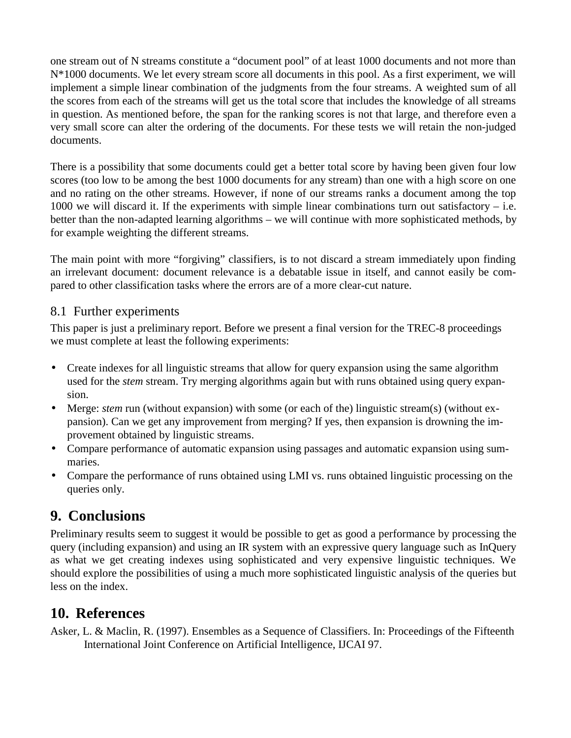one stream out of N streams constitute a "document pool" of at least 1000 documents and not more than N*1000 documents. We let every stream score all documents in this pool. As a first experiment, we will implement a simple linear combination of the judgments from the four streams. A weighted sum of all the scores from each of the streams will get us the total score that includes the knowledge of all streams in question. As mentioned before, the span for the ranking scores is not that large, and therefore even a very small score can alter the ordering of the documents. For these tests we will retain the non-judged documents.

There is a possibility that some documents could get a better total score by having been given four low scores (too low to be among the best 1000 documents for any stream) than one with a high score on one and no rating on the other streams. However, if none of our streams ranks a document among the top 1000 we will discard it. If the experiments with simple linear combinations turn out satisfactory – i.e. better than the non-adapted learning algorithms – we will continue with more sophisticated methods, by for example weighting the different streams.

The main point with more "forgiving" classifiers, is to not discard a stream immediately upon finding an irrelevant document: document relevance is a debatable issue in itself, and cannot easily be compared to other classification tasks where the errors are of a more clear-cut nature.

### 8.1 Further experiments

This paper is just a preliminary report. Before we present a final version for the TREC-8 proceedings we must complete at least the following experiments:

- Create indexes for all linguistic streams that allow for query expansion using the same algorithm used for the *stem* stream. Try merging algorithms again but with runs obtained using query expansion.
- Merge: *stem* run (without expansion) with some (or each of the) linguistic stream(s) (without expansion). Can we get any improvement from merging? If yes, then expansion is drowning the improvement obtained by linguistic streams.
- Compare performance of automatic expansion using passages and automatic expansion using summaries.
- Compare the performance of runs obtained using LMI vs. runs obtained linguistic processing on the queries only.

## 9. Conclusions

Preliminary results seem to suggest it would be possible to get as good a performance by processing the query (including expansion) and using an IR system with an expressive query language such as InQuery as what we get creating indexes using sophisticated and very expensive linguistic techniques. We should explore the possibilities of using a much more sophisticated linguistic analysis of the queries but less on the index.

## 10. References

Asker, L. & Maclin, R. (1997). Ensembles as a Sequence of Classifiers. In: Proceedings of the Fifteenth International Joint Conference on Artificial Intelligence, IJCAI 97.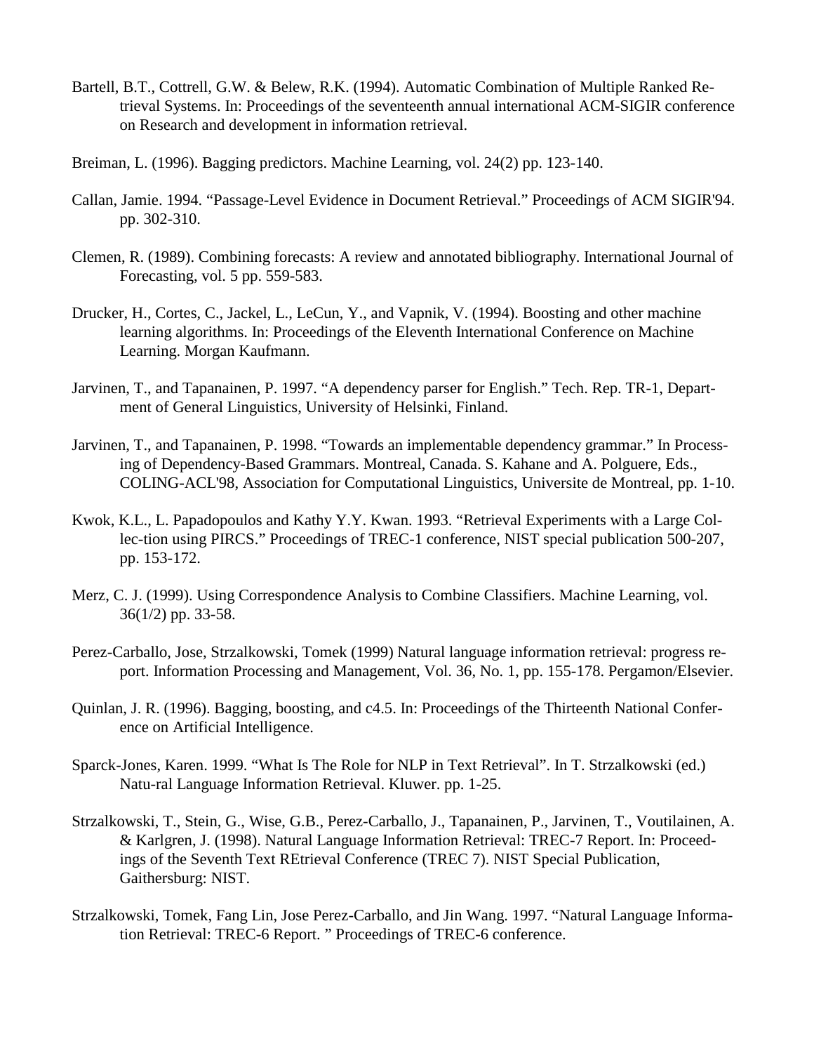Bartell, B.T., Cottrell, G.W. & Belew, R.K. (1994). Automatic Combination of Multiple Ranked Retrieval Systems. In: Proceedings of the seventeenth annual international ACM-SIGIR conference on Research and development in information retrieval.

Breiman, L. (1996). Bagging predictors. Machine Learning, vol. 24(2) pp. 123-140.

Callan, Jamie. 1994. "Passage-Level Evidence in Document Retrieval." Proceedings of ACM SIGIR'94. pp. 302-310.

Clemen, R. (1989). Combining forecasts: A review and annotated bibliography. International Journal of Forecasting, vol. 5 pp. 559-583.

Drucker, H., Cortes, C., Jackel, L., LeCun, Y., and Vapnik, V. (1994). Boosting and other machine learning algorithms. In: Proceedings of the Eleventh International Conference on Machine Learning. Morgan Kaufmann.

Jarvinen, T., and Tapanainen, P. 1997. "A dependency parser for English." Tech. Rep. TR-1, Department of General Linguistics, University of Helsinki, Finland.

Jarvinen, T., and Tapanainen, P. 1998. "Towards an implementable dependency grammar." In Processing of Dependency-Based Grammars. Montreal, Canada. S. Kahane and A. Polguere, Eds., COLING-ACL'98, Association for Computational Linguistics, Universite de Montreal, pp. 1-10.

Kwok, K.L., L. Papadopoulos and Kathy Y.Y. Kwan. 1993. "Retrieval Experiments with a Large Col-lec-tion using PIRCS." Proceedings of TREC-1 conference, NIST special publication 500-207, pp. 153-172.

Merz, C. J. (1999). Using Correspondence Analysis to Combine Classifiers. Machine Learning, vol. 36(1/2) pp. 33-58.

Perez-Carballo, Jose, Strzalkowski, Tomek (1999) Natural language information retrieval: progress report. Information Processing and Management, Vol. 36, No. 1, pp. 155-178. Pergamon/Elsevier.

Quinlan, J. R. (1996). Bagging, boosting, and c4.5. In: Proceedings of the Thirteenth National Conference on Artificial Intelligence.

Sparck-Jones, Karen. 1999. "What Is The Role for NLP in Text Retrieval". In T. Strzalkowski (ed.) Natu-ral Language Information Retrieval. Kluwer. pp. 1-25.

Strzalkowski, T., Stein, G., Wise, G.B., Perez-Carballo, J., Tapanainen, P., Jarvinen, T., Voutilainen, A. & Karlgren, J. (1998). Natural Language Information Retrieval: TREC-7 Report. In: Proceedings of the Seventh Text REtrieval Conference (TREC 7). NIST Special Publication, Gaithersburg: NIST.

Strzalkowski, Tomek, Fang Lin, Jose Perez-Carballo, and Jin Wang. 1997. "Natural Language Information Retrieval: TREC-6 Report. " Proceedings of TREC-6 conference.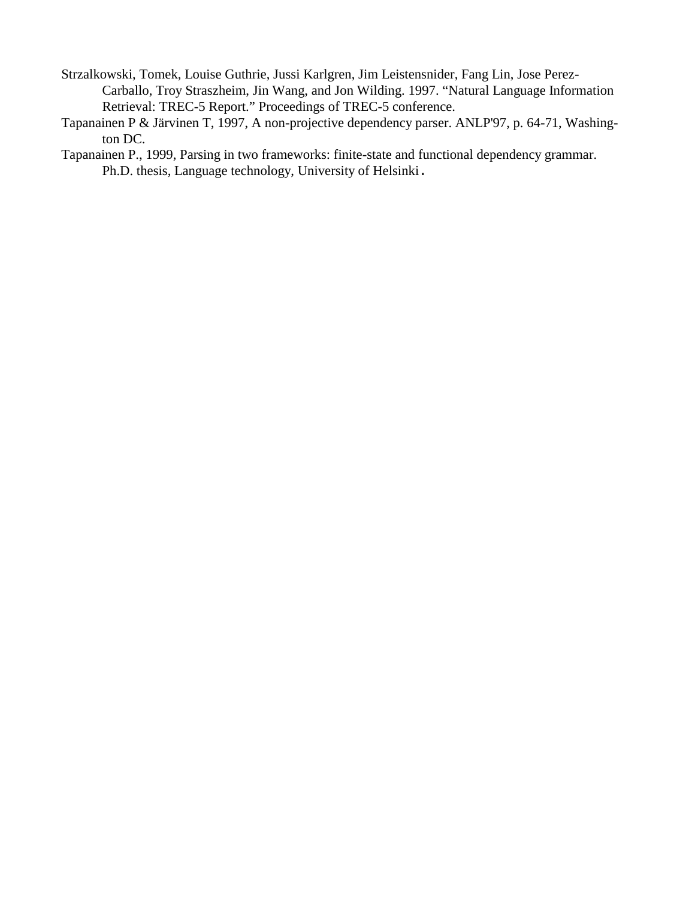Strzalkowski, Tomek, Louise Guthrie, Jussi Karlgren, Jim Leistensnider, Fang Lin, Jose Perez-Carballo, Troy Straszheim, Jin Wang, and Jon Wilding. 1997. "Natural Language Information Retrieval: TREC-5 Report." Proceedings of TREC-5 conference.

Tapanainen P & Järvinen T, 1997, A non-projective dependency parser. ANLP'97, p. 64-71, Washington DC.

Tapanainen P., 1999, Parsing in two frameworks: finite-state and functional dependency grammar. Ph.D. thesis, Language technology, University of Helsinki.